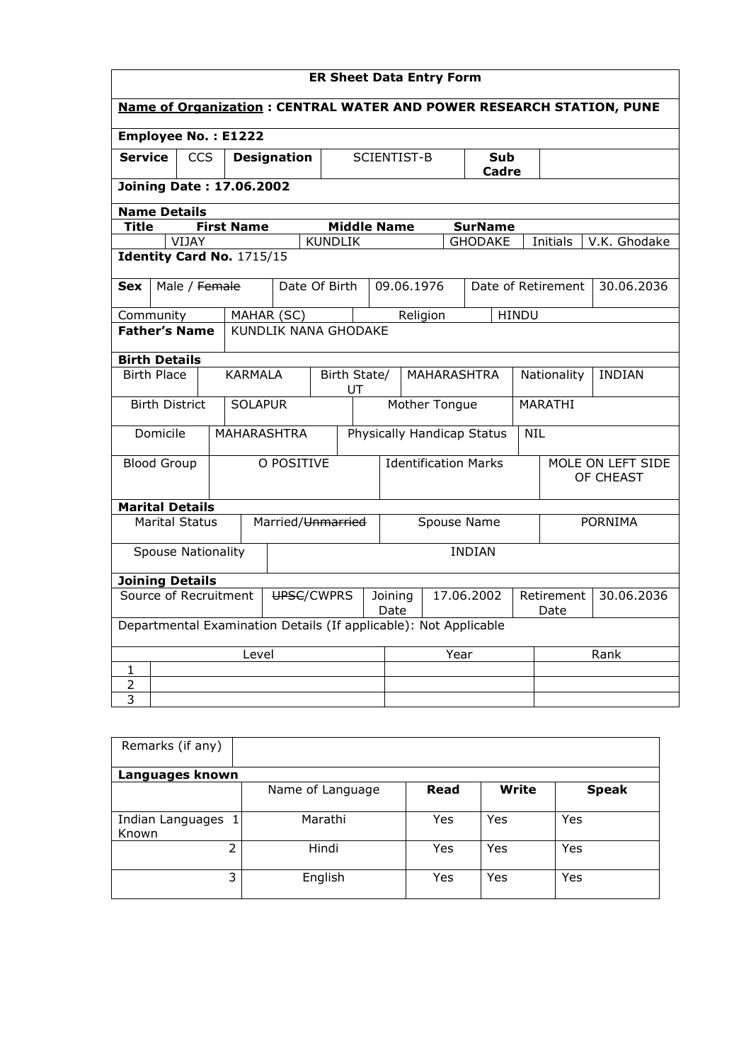# ER Sheet Data Entry Form

**Name of Organization : CENTRAL WATER AND POWER RESEARCH STATION, PUNE**

**Employee No. : E1222**

| **Service** | CCS | **Designation** | SCIENTIST-B | **Sub Cadre** | |
|---|---|---|---|---|---|

**Joining Date : 17.06.2002**

**Name Details**

| Title | First Name | Middle Name | SurName | | |
|---|---|---|---|---|---|
| | VIJAY | KUNDLIK | GHODAKE | Initials | V.K. Ghodake |

**Identity Card No.** 1715/15

| **Sex** | Male / ~~Female~~ | Date Of Birth | 09.06.1976 | Date of Retirement | 30.06.2036 |
|---|---|---|---|---|---|
| Community | MAHAR (SC) | | Religion | HINDU | |

| **Father's Name** | KUNDLIK NANA GHODAKE |
|---|---|

**Birth Details**

| Birth Place | KARMALA | Birth State/ UT | MAHARASHTRA | Nationality | INDIAN |
|---|---|---|---|---|---|
| Birth District | SOLAPUR | Mother Tongue | MARATHI | | |
| Domicile | MAHARASHTRA | Physically Handicap Status | NIL | | |
| Blood Group | O POSITIVE | Identification Marks | MOLE ON LEFT SIDE OF CHEAST | | |

**Marital Details**

| Marital Status | Married/~~Unmarried~~ | Spouse Name | PORNIMA |
|---|---|---|---|
| Spouse Nationality | INDIAN | | |

**Joining Details**

| Source of Recruitment | ~~UPSC~~/CWPRS | Joining Date | 17.06.2002 | Retirement Date | 30.06.2036 |
|---|---|---|---|---|---|

Departmental Examination Details (If applicable): Not Applicable

| | Level | Year | Rank |
|---|---|---|---|
| 1 | | | |
| 2 | | | |
| 3 | | | |

| Remarks (if any) | |
|---|---|

**Languages known**

| | Name of Language | **Read** | **Write** | **Speak** |
|---|---|---|---|---|
| Indian Languages Known 1 | Marathi | Yes | Yes | Yes |
| 2 | Hindi | Yes | Yes | Yes |
| 3 | English | Yes | Yes | Yes |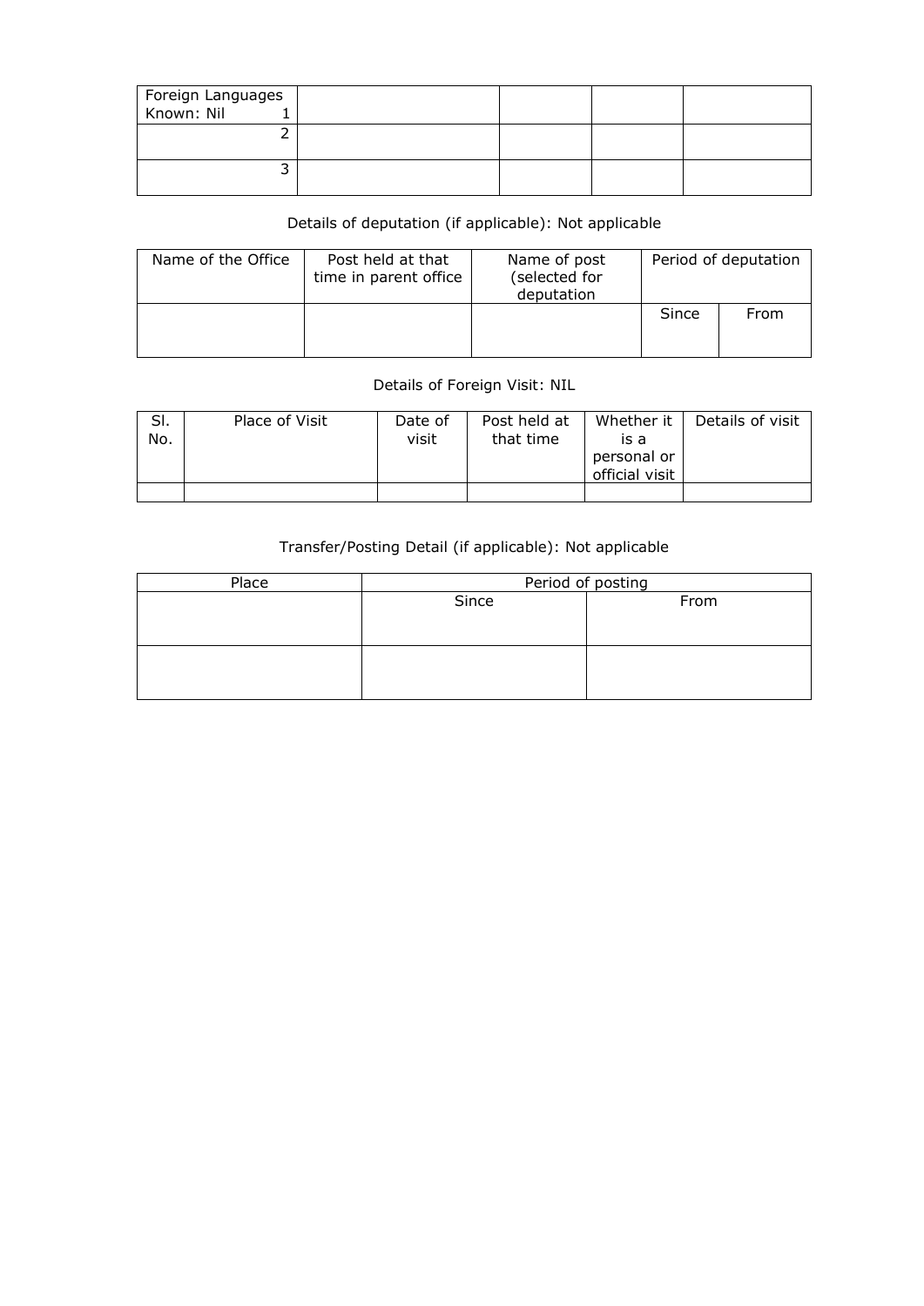| Foreign Languages Known: Nil 1 | | | | |
|---|---|---|---|---|
| 2 | | | | |
| 3 | | | | |

Details of deputation (if applicable): Not applicable

| Name of the Office | Post held at that time in parent office | Name of post (selected for deputation | Period of deputation | |
|---|---|---|---|---|
| | | | Since | From |

Details of Foreign Visit: NIL

| Sl. No. | Place of Visit | Date of visit | Post held at that time | Whether it is a personal or official visit | Details of visit |
|---|---|---|---|---|---|
| | | | | | |

Transfer/Posting Detail (if applicable): Not applicable

| Place | Period of posting | |
|---|---|---|
| | Since | From |
| | | |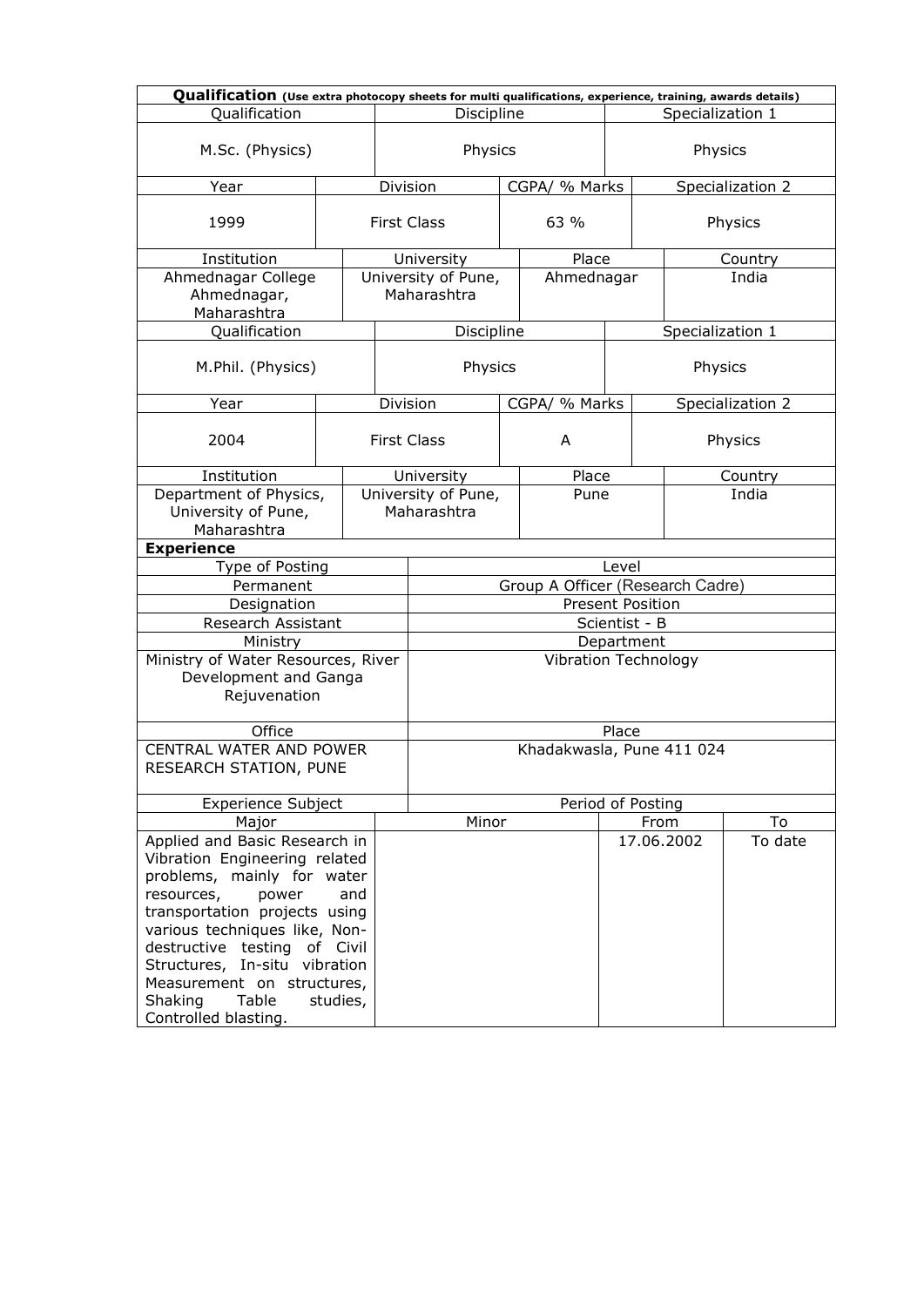**Qualification** (Use extra photocopy sheets for multi qualifications, experience, training, awards details)

| Qualification | Discipline | Specialization 1 |
|---|---|---|
| M.Sc. (Physics) | Physics | Physics |

| Year | Division | CGPA/ % Marks | Specialization 2 |
|---|---|---|---|
| 1999 | First Class | 63 % | Physics |

| Institution | University | Place | Country |
|---|---|---|---|
| Ahmednagar College Ahmednagar, Maharashtra | University of Pune, Maharashtra | Ahmednagar | India |

| Qualification | Discipline | Specialization 1 |
|---|---|---|
| M.Phil. (Physics) | Physics | Physics |

| Year | Division | CGPA/ % Marks | Specialization 2 |
|---|---|---|---|
| 2004 | First Class | A | Physics |

| Institution | University | Place | Country |
|---|---|---|---|
| Department of Physics, University of Pune, Maharashtra | University of Pune, Maharashtra | Pune | India |

**Experience**

| Type of Posting | Level |
|---|---|
| Permanent | Group A Officer (Research Cadre) |
| **Designation** | **Present Position** |
| Research Assistant | Scientist - B |
| **Ministry** | **Department** |
| Ministry of Water Resources, River Development and Ganga Rejuvenation | Vibration Technology |
| **Office** | **Place** |
| CENTRAL WATER AND POWER RESEARCH STATION, PUNE | Khadakwasla, Pune 411 024 |

| Experience Subject | | Period of Posting | |
|---|---|---|---|
| Major | Minor | From | To |
| Applied and Basic Research in Vibration Engineering related problems, mainly for water resources, power and transportation projects using various techniques like, Non-destructive testing of Civil Structures, In-situ vibration Measurement on structures, Shaking Table studies, Controlled blasting. | | 17.06.2002 | To date |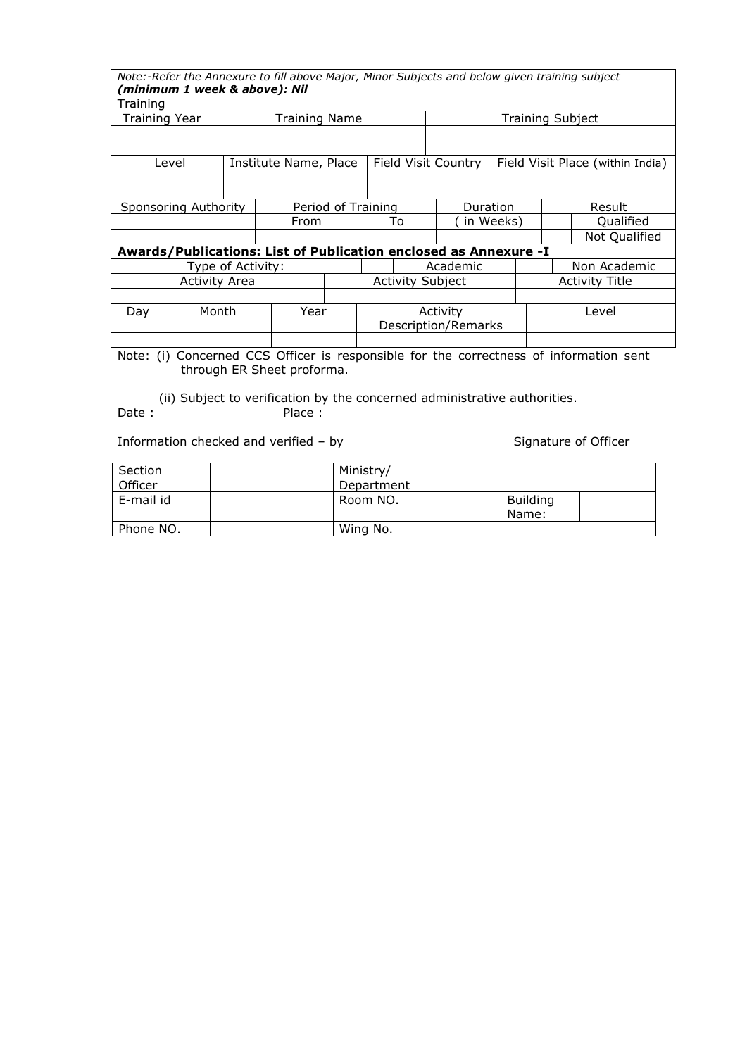*Note:-Refer the Annexure to fill above Major, Minor Subjects and below given training subject* ***(minimum 1 week & above): Nil***

| Training | | |
|---|---|---|
| Training Year | Training Name | Training Subject |
| | | |

| Level | Institute Name, Place | Field Visit Country | Field Visit Place (within India) |
|---|---|---|---|
| | | | |

| Sponsoring Authority | Period of Training | | Duration | Result | |
|---|---|---|---|---|---|
| | From | To | ( in Weeks) | | Qualified |
| | | | | | Not Qualified |

**Awards/Publications: List of Publication enclosed as Annexure -I**

| Type of Activity: | | Academic | | Non Academic |
|---|---|---|---|---|
| Activity Area | Activity Subject | | Activity Title | |
| | | | | |

| Day | Month | Year | Activity Description/Remarks | Level |
|---|---|---|---|---|
| | | | | |

Note: (i) Concerned CCS Officer is responsible for the correctness of information sent through ER Sheet proforma.

(ii) Subject to verification by the concerned administrative authorities.

Date : Place :

Information checked and verified – by Signature of Officer

| Section Officer | | Ministry/ Department | | | |
|---|---|---|---|---|---|
| E-mail id | | Room NO. | | Building Name: | |
| Phone NO. | | Wing No. | | | |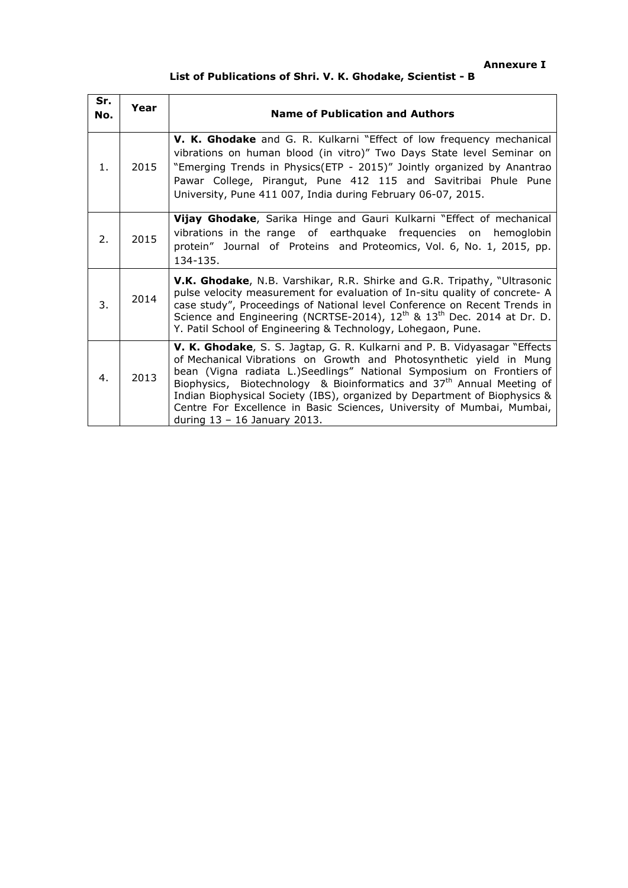**Annexure I**

**List of Publications of Shri. V. K. Ghodake, Scientist - B**

| Sr. No. | Year | Name of Publication and Authors |
|---|---|---|
| 1. | 2015 | **V. K. Ghodake** and G. R. Kulkarni "Effect of low frequency mechanical vibrations on human blood (in vitro)" Two Days State level Seminar on "Emerging Trends in Physics(ETP - 2015)" Jointly organized by Anantrao Pawar College, Pirangut, Pune 412 115 and Savitribai Phule Pune University, Pune 411 007, India during February 06-07, 2015. |
| 2. | 2015 | **Vijay Ghodake**, Sarika Hinge and Gauri Kulkarni "Effect of mechanical vibrations in the range of earthquake frequencies on hemoglobin protein" Journal of Proteins and Proteomics, Vol. 6, No. 1, 2015, pp. 134-135. |
| 3. | 2014 | **V.K. Ghodake**, N.B. Varshikar, R.R. Shirke and G.R. Tripathy, "Ultrasonic pulse velocity measurement for evaluation of In-situ quality of concrete- A case study", Proceedings of National level Conference on Recent Trends in Science and Engineering (NCRTSE-2014), $12^{th}$ & $13^{th}$ Dec. 2014 at Dr. D. Y. Patil School of Engineering & Technology, Lohegaon, Pune. |
| 4. | 2013 | **V. K. Ghodake**, S. S. Jagtap, G. R. Kulkarni and P. B. Vidyasagar "Effects of Mechanical Vibrations on Growth and Photosynthetic yield in Mung bean (Vigna radiata L.)Seedlings" National Symposium on Frontiers of Biophysics, Biotechnology & Bioinformatics and $37^{th}$ Annual Meeting of Indian Biophysical Society (IBS), organized by Department of Biophysics & Centre For Excellence in Basic Sciences, University of Mumbai, Mumbai, during 13 – 16 January 2013. |